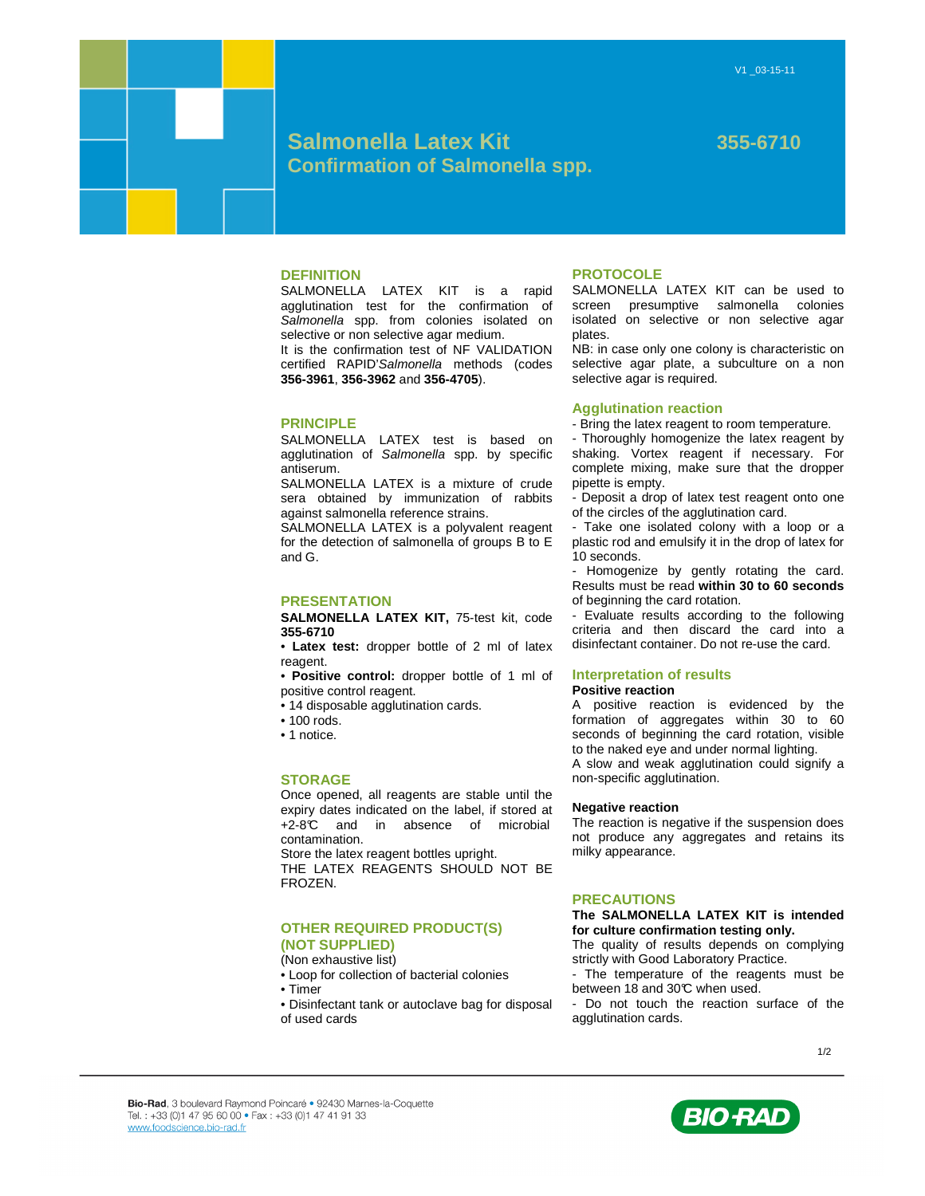V1 _03-15-11

# Salmonella Latex Kit

## Confirmation of Salmonella spp.

355-6710

## DEFINITION

SALMONELLA LATEX KIT is a rapid agglutination test for the confirmation of *Salmonella* spp. from colonies isolated on selective or non selective agar medium.
It is the confirmation test of NF VALIDATION certified RAPID'*Salmonella* methods (codes **356-3961**, **356-3962** and **356-4705**).

## PRINCIPLE

SALMONELLA LATEX test is based on agglutination of *Salmonella* spp. by specific antiserum.
SALMONELLA LATEX is a mixture of crude sera obtained by immunization of rabbits against salmonella reference strains.
SALMONELLA LATEX is a polyvalent reagent for the detection of salmonella of groups B to E and G.

## PRESENTATION

**SALMONELLA LATEX KIT,** 75-test kit, code **355-6710**

- **Latex test:** dropper bottle of 2 ml of latex reagent.
- **Positive control:** dropper bottle of 1 ml of positive control reagent.
- 14 disposable agglutination cards.
- 100 rods.
- 1 notice.

## STORAGE

Once opened, all reagents are stable until the expiry dates indicated on the label, if stored at +2-8℃ and in absence of microbial contamination.
Store the latex reagent bottles upright.
THE LATEX REAGENTS SHOULD NOT BE FROZEN.

## OTHER REQUIRED PRODUCT(S) (NOT SUPPLIED)

(Non exhaustive list)

- Loop for collection of bacterial colonies
- Timer
- Disinfectant tank or autoclave bag for disposal of used cards

## PROTOCOLE

SALMONELLA LATEX KIT can be used to screen presumptive salmonella colonies isolated on selective or non selective agar plates.
NB: in case only one colony is characteristic on selective agar plate, a subculture on a non selective agar is required.

### Agglutination reaction

- Bring the latex reagent to room temperature.
- Thoroughly homogenize the latex reagent by shaking. Vortex reagent if necessary. For complete mixing, make sure that the dropper pipette is empty.
- Deposit a drop of latex test reagent onto one of the circles of the agglutination card.
- Take one isolated colony with a loop or a plastic rod and emulsify it in the drop of latex for 10 seconds.
- Homogenize by gently rotating the card. Results must be read **within 30 to 60 seconds** of beginning the card rotation.
- Evaluate results according to the following criteria and then discard the card into a disinfectant container. Do not re-use the card.

### Interpretation of results

**Positive reaction**

A positive reaction is evidenced by the formation of aggregates within 30 to 60 seconds of beginning the card rotation, visible to the naked eye and under normal lighting.
A slow and weak agglutination could signify a non-specific agglutination.

**Negative reaction**

The reaction is negative if the suspension does not produce any aggregates and retains its milky appearance.

## PRECAUTIONS

**The SALMONELLA LATEX KIT is intended for culture confirmation testing only.**
The quality of results depends on complying strictly with Good Laboratory Practice.
- The temperature of the reagents must be between 18 and 30℃ when used.
- Do not touch the reaction surface of the agglutination cards.

**Bio-Rad**, 3 boulevard Raymond Poincaré • 92430 Marnes-la-Coquette
Tel. : +33 (0)1 47 95 60 00 • Fax : +33 (0)1 47 41 91 33
www.foodscience.bio-rad.fr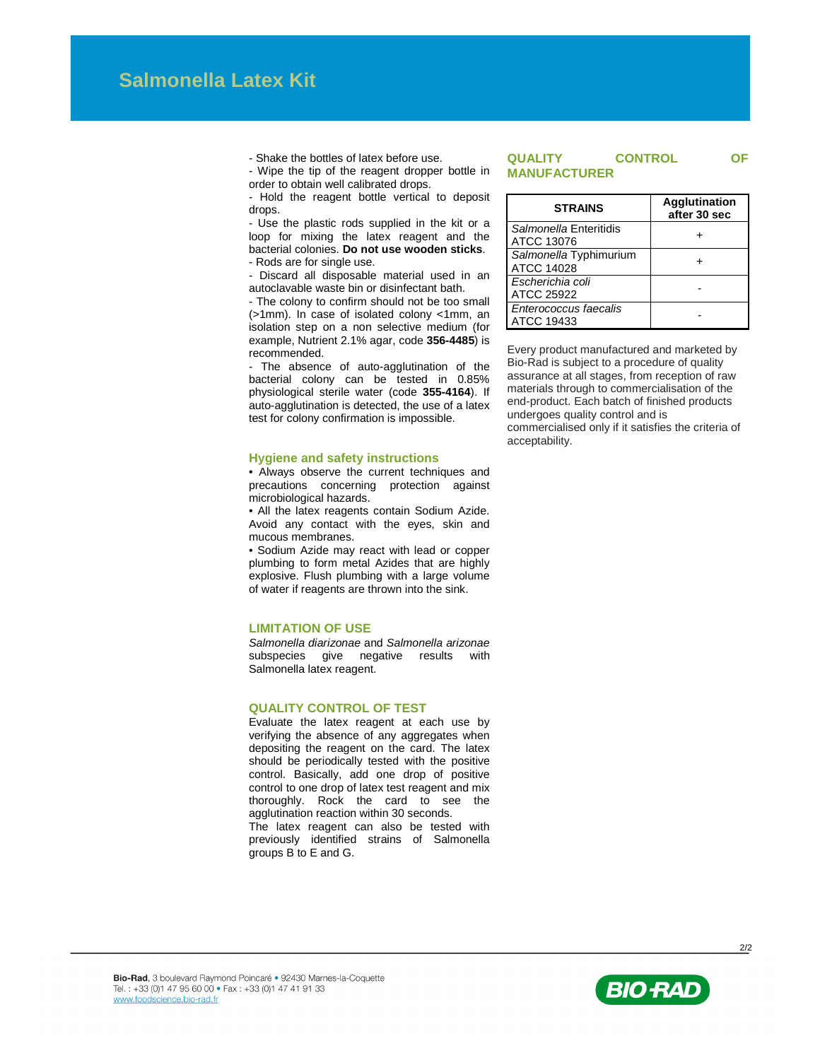# Salmonella Latex Kit

- Shake the bottles of latex before use.
- Wipe the tip of the reagent dropper bottle in order to obtain well calibrated drops.
- Hold the reagent bottle vertical to deposit drops.
- Use the plastic rods supplied in the kit or a loop for mixing the latex reagent and the bacterial colonies. **Do not use wooden sticks**.
- Rods are for single use.
- Discard all disposable material used in an autoclavable waste bin or disinfectant bath.
- The colony to confirm should not be too small (>1mm). In case of isolated colony <1mm, an isolation step on a non selective medium (for example, Nutrient 2.1% agar, code **356-4485**) is recommended.
- The absence of auto-agglutination of the bacterial colony can be tested in 0.85% physiological sterile water (code **355-4164**). If auto-agglutination is detected, the use of a latex test for colony confirmation is impossible.

## Hygiene and safety instructions

- Always observe the current techniques and precautions concerning protection against microbiological hazards.
- All the latex reagents contain Sodium Azide. Avoid any contact with the eyes, skin and mucous membranes.
- Sodium Azide may react with lead or copper plumbing to form metal Azides that are highly explosive. Flush plumbing with a large volume of water if reagents are thrown into the sink.

## LIMITATION OF USE

*Salmonella diarizonae* and *Salmonella arizonae* subspecies give negative results with Salmonella latex reagent.

## QUALITY CONTROL OF TEST

Evaluate the latex reagent at each use by verifying the absence of any aggregates when depositing the reagent on the card. The latex should be periodically tested with the positive control. Basically, add one drop of positive control to one drop of latex test reagent and mix thoroughly. Rock the card to see the agglutination reaction within 30 seconds.
The latex reagent can also be tested with previously identified strains of Salmonella groups B to E and G.

## QUALITY CONTROL OF MANUFACTURER

| STRAINS | Agglutination after 30 sec |
| --- | --- |
| *Salmonella* Enteritidis ATCC 13076 | + |
| *Salmonella* Typhimurium ATCC 14028 | + |
| *Escherichia coli* ATCC 25922 | - |
| *Enterococcus faecalis* ATCC 19433 | - |

Every product manufactured and marketed by Bio-Rad is subject to a procedure of quality assurance at all stages, from reception of raw materials through to commercialisation of the end-product. Each batch of finished products undergoes quality control and is commercialised only if it satisfies the criteria of acceptability.

**Bio-Rad**, 3 boulevard Raymond Poincaré • 92430 Marnes-la-Coquette
Tel. : +33 (0)1 47 95 60 00 • Fax : +33 (0)1 47 41 91 33
www.foodscience.bio-rad.fr